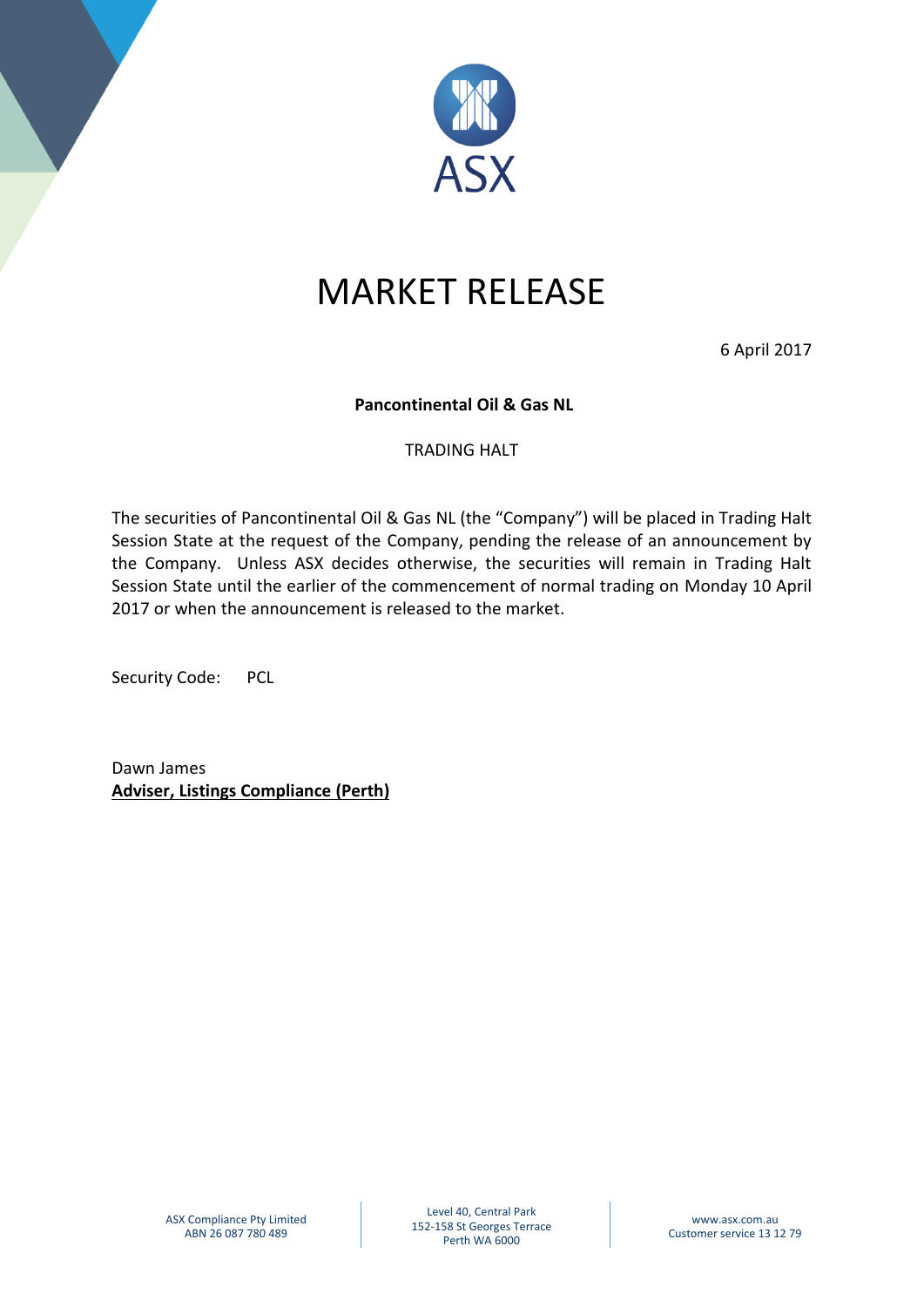# MARKET RELEASE

6 April 2017

**Pancontinental Oil & Gas NL**

TRADING HALT

The securities of Pancontinental Oil & Gas NL (the "Company") will be placed in Trading Halt Session State at the request of the Company, pending the release of an announcement by the Company. Unless ASX decides otherwise, the securities will remain in Trading Halt Session State until the earlier of the commencement of normal trading on Monday 10 April 2017 or when the announcement is released to the market.

Security Code: PCL

Dawn James
**Adviser, Listings Compliance (Perth)**

ASX Compliance Pty Limited
ABN 26 087 780 489

Level 40, Central Park
152-158 St Georges Terrace
Perth WA 6000

www.asx.com.au
Customer service 13 12 79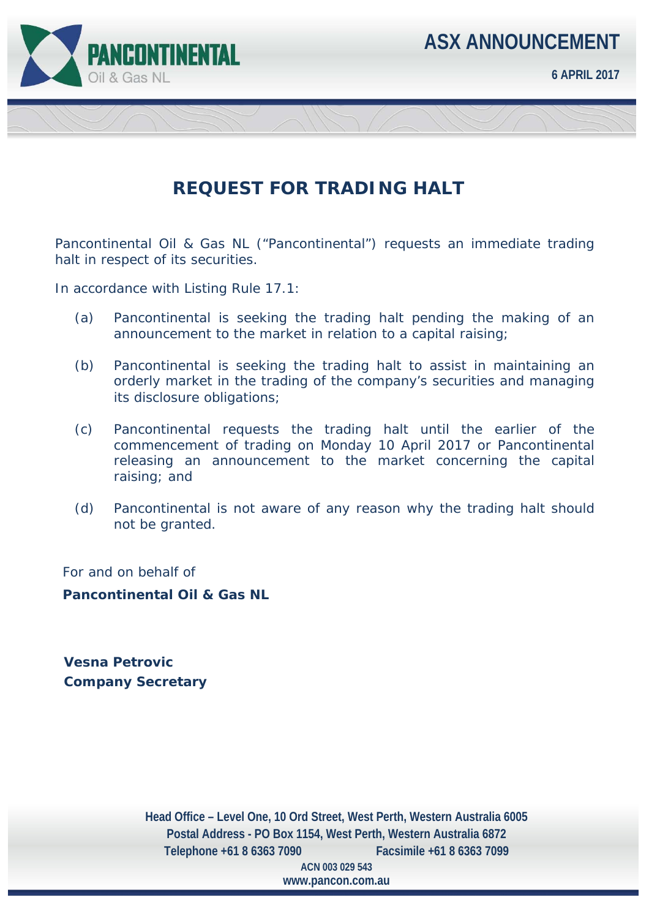ASX ANNOUNCEMENT

6 APRIL 2017

# REQUEST FOR TRADING HALT

Pancontinental Oil & Gas NL ("Pancontinental") requests an immediate trading halt in respect of its securities.

In accordance with Listing Rule 17.1:

(a) Pancontinental is seeking the trading halt pending the making of an announcement to the market in relation to a capital raising;

(b) Pancontinental is seeking the trading halt to assist in maintaining an orderly market in the trading of the company's securities and managing its disclosure obligations;

(c) Pancontinental requests the trading halt until the earlier of the commencement of trading on Monday 10 April 2017 or Pancontinental releasing an announcement to the market concerning the capital raising; and

(d) Pancontinental is not aware of any reason why the trading halt should not be granted.

For and on behalf of

**Pancontinental Oil & Gas NL**

**Vesna Petrovic**
**Company Secretary**

Head Office – Level One, 10 Ord Street, West Perth, Western Australia 6005
Postal Address - PO Box 1154, West Perth, Western Australia 6872
Telephone +61 8 6363 7090 Facsimile +61 8 6363 7099
ACN 003 029 543
www.pancon.com.au